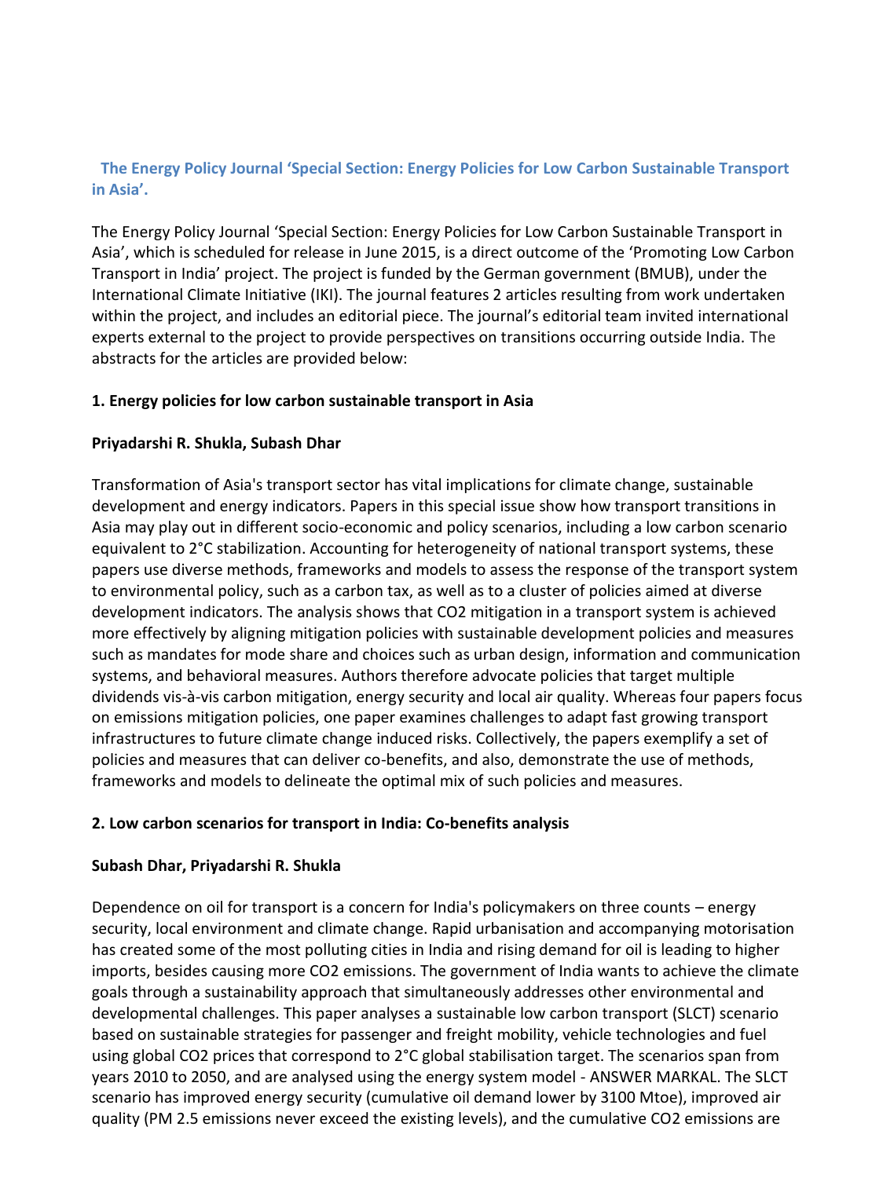## The Energy Policy Journal 'Special Section: Energy Policies for Low Carbon Sustainable Transport in Asia'.

The Energy Policy Journal 'Special Section: Energy Policies for Low Carbon Sustainable Transport in Asia', which is scheduled for release in June 2015, is a direct outcome of the 'Promoting Low Carbon Transport in India' project. The project is funded by the German government (BMUB), under the International Climate Initiative (IKI). The journal features 2 articles resulting from work undertaken within the project, and includes an editorial piece. The journal's editorial team invited international experts external to the project to provide perspectives on transitions occurring outside India. The abstracts for the articles are provided below:

### 1. Energy policies for low carbon sustainable transport in Asia

**Priyadarshi R. Shukla, Subash Dhar**

Transformation of Asia's transport sector has vital implications for climate change, sustainable development and energy indicators. Papers in this special issue show how transport transitions in Asia may play out in different socio-economic and policy scenarios, including a low carbon scenario equivalent to 2°C stabilization. Accounting for heterogeneity of national transport systems, these papers use diverse methods, frameworks and models to assess the response of the transport system to environmental policy, such as a carbon tax, as well as to a cluster of policies aimed at diverse development indicators. The analysis shows that $CO_2$ mitigation in a transport system is achieved more effectively by aligning mitigation policies with sustainable development policies and measures such as mandates for mode share and choices such as urban design, information and communication systems, and behavioral measures. Authors therefore advocate policies that target multiple dividends vis-à-vis carbon mitigation, energy security and local air quality. Whereas four papers focus on emissions mitigation policies, one paper examines challenges to adapt fast growing transport infrastructures to future climate change induced risks. Collectively, the papers exemplify a set of policies and measures that can deliver co-benefits, and also, demonstrate the use of methods, frameworks and models to delineate the optimal mix of such policies and measures.

### 2. Low carbon scenarios for transport in India: Co-benefits analysis

**Subash Dhar, Priyadarshi R. Shukla**

Dependence on oil for transport is a concern for India's policymakers on three counts – energy security, local environment and climate change. Rapid urbanisation and accompanying motorisation has created some of the most polluting cities in India and rising demand for oil is leading to higher imports, besides causing more $CO_2$ emissions. The government of India wants to achieve the climate goals through a sustainability approach that simultaneously addresses other environmental and developmental challenges. This paper analyses a sustainable low carbon transport (SLCT) scenario based on sustainable strategies for passenger and freight mobility, vehicle technologies and fuel using global $CO_2$ prices that correspond to 2°C global stabilisation target. The scenarios span from years 2010 to 2050, and are analysed using the energy system model - ANSWER MARKAL. The SLCT scenario has improved energy security (cumulative oil demand lower by 3100 Mtoe), improved air quality (PM 2.5 emissions never exceed the existing levels), and the cumulative $CO_2$ emissions are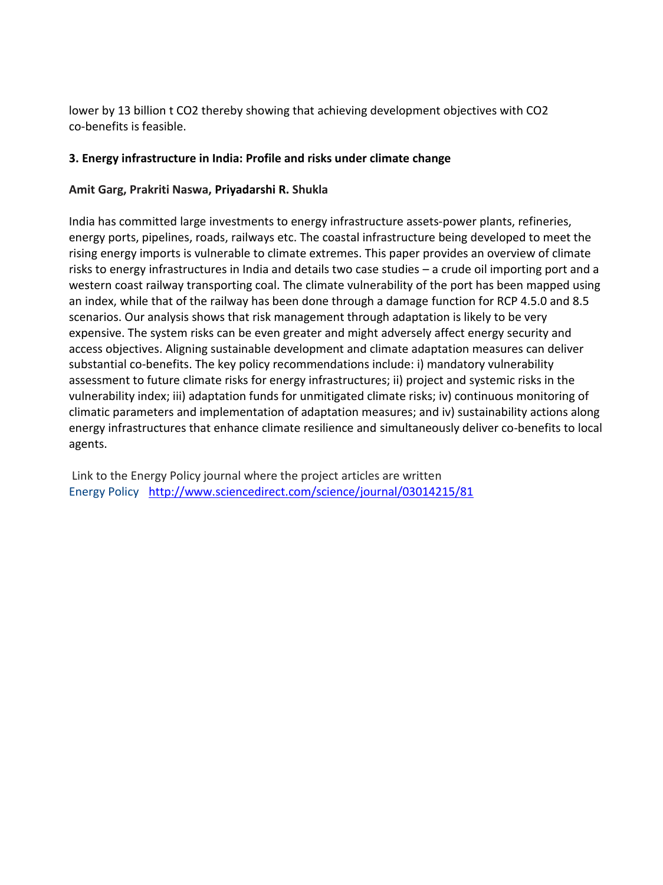lower by 13 billion t $CO_2$ thereby showing that achieving development objectives with $CO_2$ co-benefits is feasible.

### 3. Energy infrastructure in India: Profile and risks under climate change

**Amit Garg, Prakriti Naswa, Priyadarshi R. Shukla**

India has committed large investments to energy infrastructure assets-power plants, refineries, energy ports, pipelines, roads, railways etc. The coastal infrastructure being developed to meet the rising energy imports is vulnerable to climate extremes. This paper provides an overview of climate risks to energy infrastructures in India and details two case studies – a crude oil importing port and a western coast railway transporting coal. The climate vulnerability of the port has been mapped using an index, while that of the railway has been done through a damage function for RCP 4.5.0 and 8.5 scenarios. Our analysis shows that risk management through adaptation is likely to be very expensive. The system risks can be even greater and might adversely affect energy security and access objectives. Aligning sustainable development and climate adaptation measures can deliver substantial co-benefits. The key policy recommendations include: i) mandatory vulnerability assessment to future climate risks for energy infrastructures; ii) project and systemic risks in the vulnerability index; iii) adaptation funds for unmitigated climate risks; iv) continuous monitoring of climatic parameters and implementation of adaptation measures; and iv) sustainability actions along energy infrastructures that enhance climate resilience and simultaneously deliver co-benefits to local agents.

Link to the Energy Policy journal where the project articles are written
Energy Policy http://www.sciencedirect.com/science/journal/03014215/81